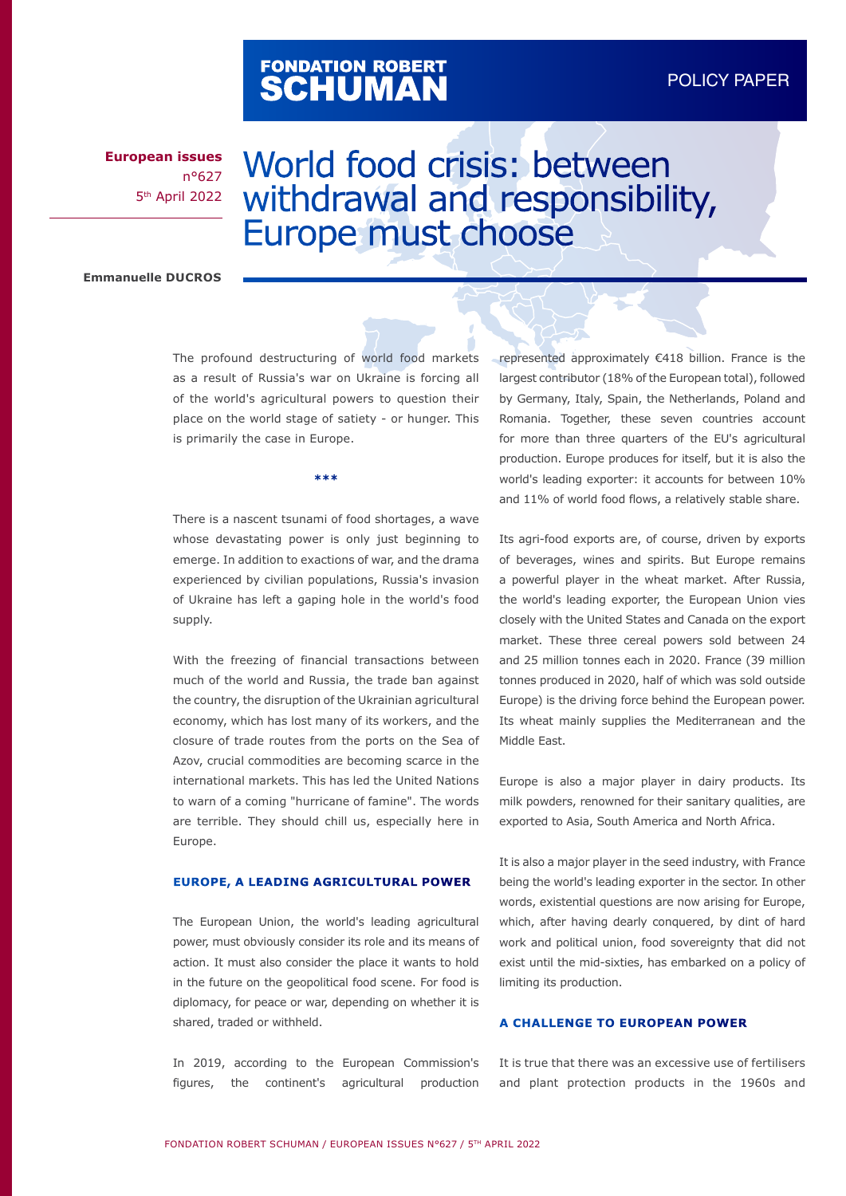**European issues**
n°627
5th April 2022

# World food crisis: between withdrawal and responsibility, Europe must choose

**Emmanuelle DUCROS**

The profound destructuring of world food markets as a result of Russia's war on Ukraine is forcing all of the world's agricultural powers to question their place on the world stage of satiety - or hunger. This is primarily the case in Europe.

***

There is a nascent tsunami of food shortages, a wave whose devastating power is only just beginning to emerge. In addition to exactions of war, and the drama experienced by civilian populations, Russia's invasion of Ukraine has left a gaping hole in the world's food supply.

With the freezing of financial transactions between much of the world and Russia, the trade ban against the country, the disruption of the Ukrainian agricultural economy, which has lost many of its workers, and the closure of trade routes from the ports on the Sea of Azov, crucial commodities are becoming scarce in the international markets. This has led the United Nations to warn of a coming "hurricane of famine". The words are terrible. They should chill us, especially here in Europe.

## EUROPE, A LEADING AGRICULTURAL POWER

The European Union, the world's leading agricultural power, must obviously consider its role and its means of action. It must also consider the place it wants to hold in the future on the geopolitical food scene. For food is diplomacy, for peace or war, depending on whether it is shared, traded or withheld.

In 2019, according to the European Commission's figures, the continent's agricultural production represented approximately €418 billion. France is the largest contributor (18% of the European total), followed by Germany, Italy, Spain, the Netherlands, Poland and Romania. Together, these seven countries account for more than three quarters of the EU's agricultural production. Europe produces for itself, but it is also the world's leading exporter: it accounts for between 10% and 11% of world food flows, a relatively stable share.

Its agri-food exports are, of course, driven by exports of beverages, wines and spirits. But Europe remains a powerful player in the wheat market. After Russia, the world's leading exporter, the European Union vies closely with the United States and Canada on the export market. These three cereal powers sold between 24 and 25 million tonnes each in 2020. France (39 million tonnes produced in 2020, half of which was sold outside Europe) is the driving force behind the European power. Its wheat mainly supplies the Mediterranean and the Middle East.

Europe is also a major player in dairy products. Its milk powders, renowned for their sanitary qualities, are exported to Asia, South America and North Africa.

It is also a major player in the seed industry, with France being the world's leading exporter in the sector. In other words, existential questions are now arising for Europe, which, after having dearly conquered, by dint of hard work and political union, food sovereignty that did not exist until the mid-sixties, has embarked on a policy of limiting its production.

## A CHALLENGE TO EUROPEAN POWER

It is true that there was an excessive use of fertilisers and plant protection products in the 1960s and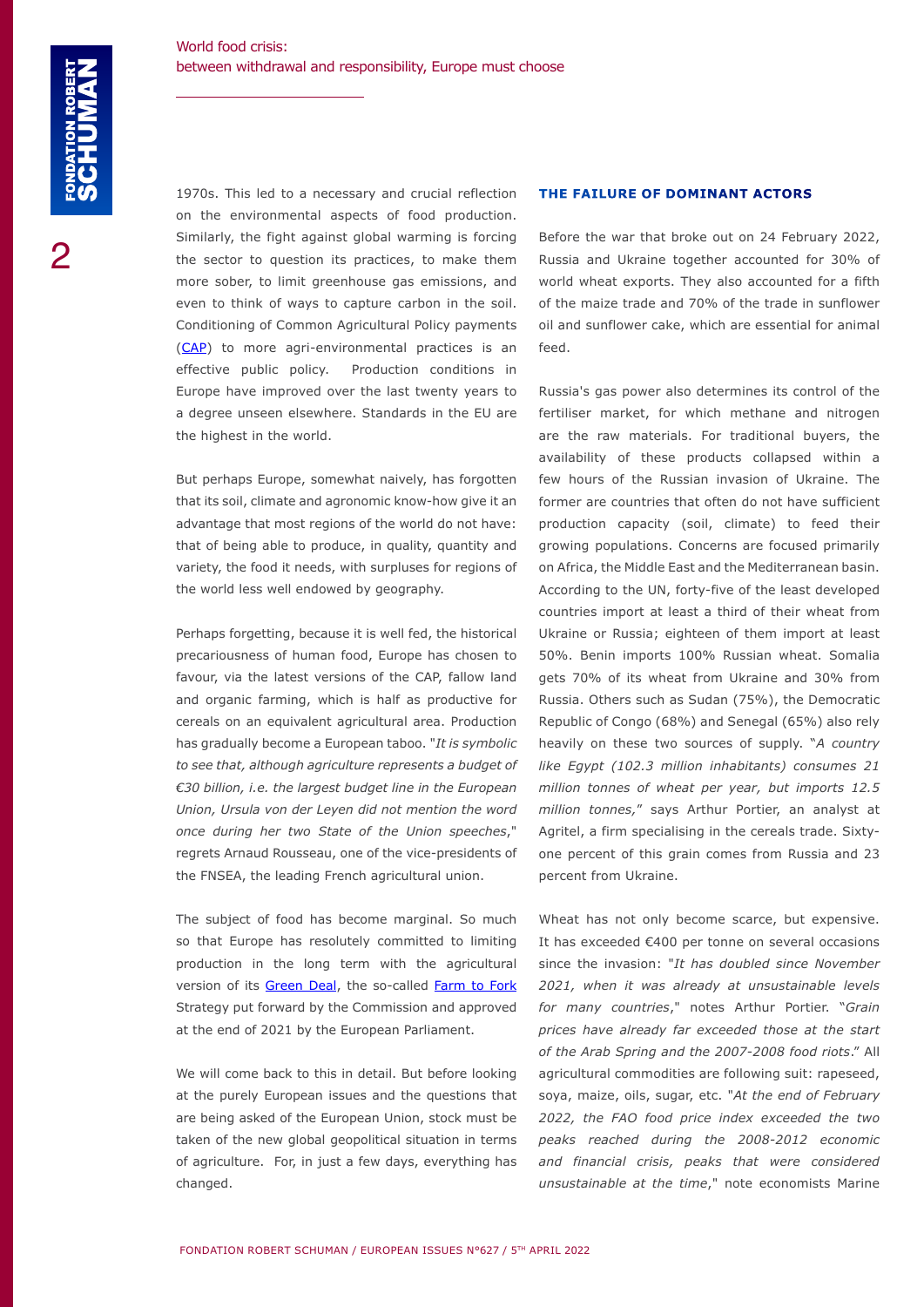1970s. This led to a necessary and crucial reflection on the environmental aspects of food production. Similarly, the fight against global warming is forcing the sector to question its practices, to make them more sober, to limit greenhouse gas emissions, and even to think of ways to capture carbon in the soil. Conditioning of Common Agricultural Policy payments (CAP) to more agri-environmental practices is an effective public policy. Production conditions in Europe have improved over the last twenty years to a degree unseen elsewhere. Standards in the EU are the highest in the world.

But perhaps Europe, somewhat naively, has forgotten that its soil, climate and agronomic know-how give it an advantage that most regions of the world do not have: that of being able to produce, in quality, quantity and variety, the food it needs, with surpluses for regions of the world less well endowed by geography.

Perhaps forgetting, because it is well fed, the historical precariousness of human food, Europe has chosen to favour, via the latest versions of the CAP, fallow land and organic farming, which is half as productive for cereals on an equivalent agricultural area. Production has gradually become a European taboo. "*It is symbolic to see that, although agriculture represents a budget of €30 billion, i.e. the largest budget line in the European Union, Ursula von der Leyen did not mention the word once during her two State of the Union speeches*," regrets Arnaud Rousseau, one of the vice-presidents of the FNSEA, the leading French agricultural union.

The subject of food has become marginal. So much so that Europe has resolutely committed to limiting production in the long term with the agricultural version of its Green Deal, the so-called Farm to Fork Strategy put forward by the Commission and approved at the end of 2021 by the European Parliament.

We will come back to this in detail. But before looking at the purely European issues and the questions that are being asked of the European Union, stock must be taken of the new global geopolitical situation in terms of agriculture. For, in just a few days, everything has changed.

## THE FAILURE OF DOMINANT ACTORS

Before the war that broke out on 24 February 2022, Russia and Ukraine together accounted for 30% of world wheat exports. They also accounted for a fifth of the maize trade and 70% of the trade in sunflower oil and sunflower cake, which are essential for animal feed.

Russia's gas power also determines its control of the fertiliser market, for which methane and nitrogen are the raw materials. For traditional buyers, the availability of these products collapsed within a few hours of the Russian invasion of Ukraine. The former are countries that often do not have sufficient production capacity (soil, climate) to feed their growing populations. Concerns are focused primarily on Africa, the Middle East and the Mediterranean basin. According to the UN, forty-five of the least developed countries import at least a third of their wheat from Ukraine or Russia; eighteen of them import at least 50%. Benin imports 100% Russian wheat. Somalia gets 70% of its wheat from Ukraine and 30% from Russia. Others such as Sudan (75%), the Democratic Republic of Congo (68%) and Senegal (65%) also rely heavily on these two sources of supply. "*A country like Egypt (102.3 million inhabitants) consumes 21 million tonnes of wheat per year, but imports 12.5 million tonnes,*" says Arthur Portier, an analyst at Agritel, a firm specialising in the cereals trade. Sixty-one percent of this grain comes from Russia and 23 percent from Ukraine.

Wheat has not only become scarce, but expensive. It has exceeded €400 per tonne on several occasions since the invasion: "*It has doubled since November 2021, when it was already at unsustainable levels for many countries*," notes Arthur Portier. "*Grain prices have already far exceeded those at the start of the Arab Spring and the 2007-2008 food riots*." All agricultural commodities are following suit: rapeseed, soya, maize, oils, sugar, etc. "*At the end of February 2022, the FAO food price index exceeded the two peaks reached during the 2008-2012 economic and financial crisis, peaks that were considered unsustainable at the time*," note economists Marine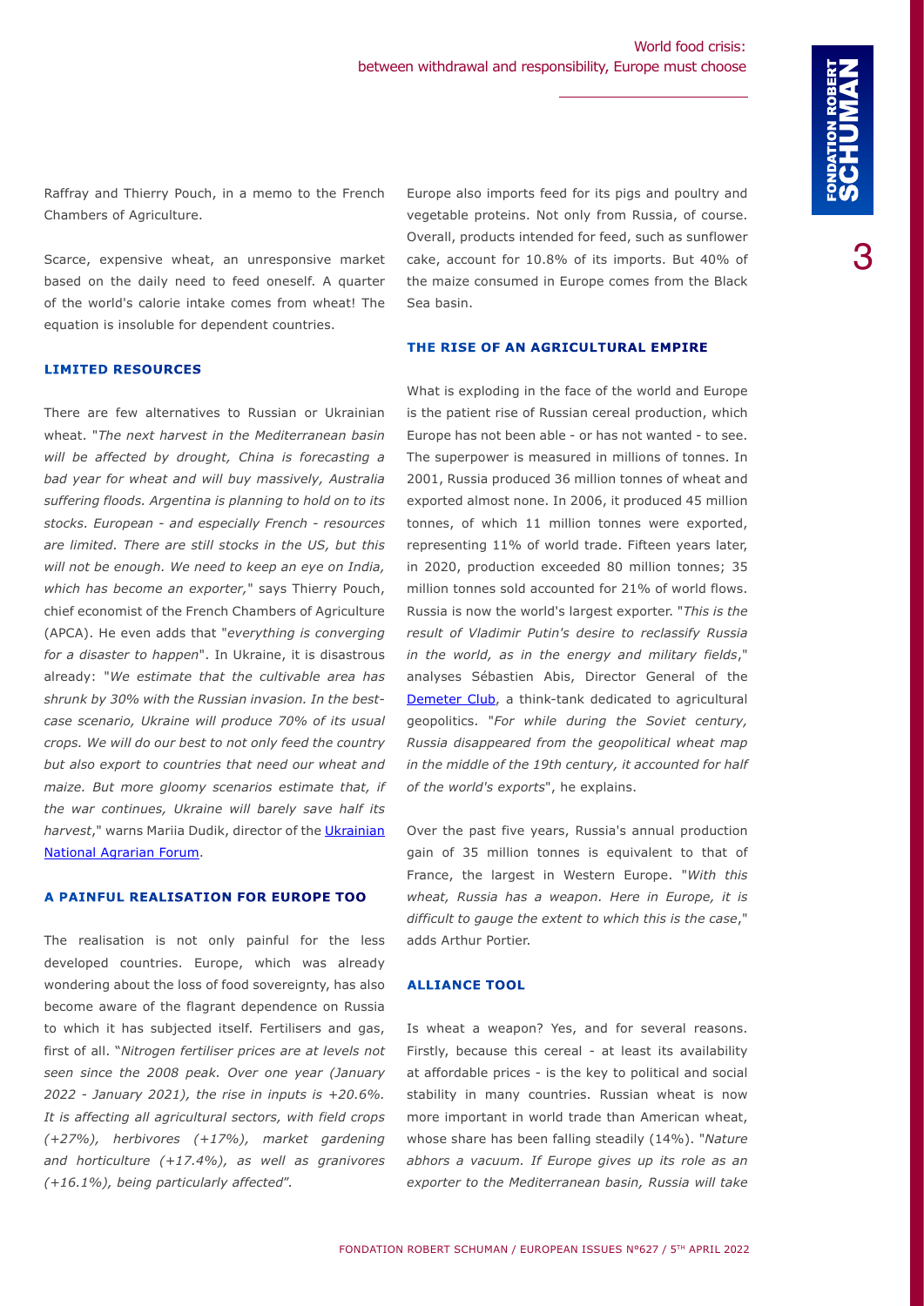Raffray and Thierry Pouch, in a memo to the French Chambers of Agriculture.

Scarce, expensive wheat, an unresponsive market based on the daily need to feed oneself. A quarter of the world's calorie intake comes from wheat! The equation is insoluble for dependent countries.

## LIMITED RESOURCES

There are few alternatives to Russian or Ukrainian wheat. "*The next harvest in the Mediterranean basin will be affected by drought, China is forecasting a bad year for wheat and will buy massively, Australia suffering floods. Argentina is planning to hold on to its stocks. European - and especially French - resources are limited. There are still stocks in the US, but this will not be enough. We need to keep an eye on India, which has become an exporter,*" says Thierry Pouch, chief economist of the French Chambers of Agriculture (APCA). He even adds that "*everything is converging for a disaster to happen*". In Ukraine, it is disastrous already: "*We estimate that the cultivable area has shrunk by 30% with the Russian invasion. In the best-case scenario, Ukraine will produce 70% of its usual crops. We will do our best to not only feed the country but also export to countries that need our wheat and maize. But more gloomy scenarios estimate that, if the war continues, Ukraine will barely save half its harvest*," warns Mariia Dudik, director of the Ukrainian National Agrarian Forum.

## A PAINFUL REALISATION FOR EUROPE TOO

The realisation is not only painful for the less developed countries. Europe, which was already wondering about the loss of food sovereignty, has also become aware of the flagrant dependence on Russia to which it has subjected itself. Fertilisers and gas, first of all. "*Nitrogen fertiliser prices are at levels not seen since the 2008 peak. Over one year (January 2022 - January 2021), the rise in inputs is +20.6%. It is affecting all agricultural sectors, with field crops (+27%), herbivores (+17%), market gardening and horticulture (+17.4%), as well as granivores (+16.1%), being particularly affected*".

Europe also imports feed for its pigs and poultry and vegetable proteins. Not only from Russia, of course. Overall, products intended for feed, such as sunflower cake, account for 10.8% of its imports. But 40% of the maize consumed in Europe comes from the Black Sea basin.

## THE RISE OF AN AGRICULTURAL EMPIRE

What is exploding in the face of the world and Europe is the patient rise of Russian cereal production, which Europe has not been able - or has not wanted - to see. The superpower is measured in millions of tonnes. In 2001, Russia produced 36 million tonnes of wheat and exported almost none. In 2006, it produced 45 million tonnes, of which 11 million tonnes were exported, representing 11% of world trade. Fifteen years later, in 2020, production exceeded 80 million tonnes; 35 million tonnes sold accounted for 21% of world flows. Russia is now the world's largest exporter. "*This is the result of Vladimir Putin's desire to reclassify Russia in the world, as in the energy and military fields*," analyses Sébastien Abis, Director General of the Demeter Club, a think-tank dedicated to agricultural geopolitics. "*For while during the Soviet century, Russia disappeared from the geopolitical wheat map in the middle of the 19th century, it accounted for half of the world's exports*", he explains.

Over the past five years, Russia's annual production gain of 35 million tonnes is equivalent to that of France, the largest in Western Europe. "*With this wheat, Russia has a weapon. Here in Europe, it is difficult to gauge the extent to which this is the case*," adds Arthur Portier.

## ALLIANCE TOOL

Is wheat a weapon? Yes, and for several reasons. Firstly, because this cereal - at least its availability at affordable prices - is the key to political and social stability in many countries. Russian wheat is now more important in world trade than American wheat, whose share has been falling steadily (14%). "*Nature abhors a vacuum. If Europe gives up its role as an exporter to the Mediterranean basin, Russia will take*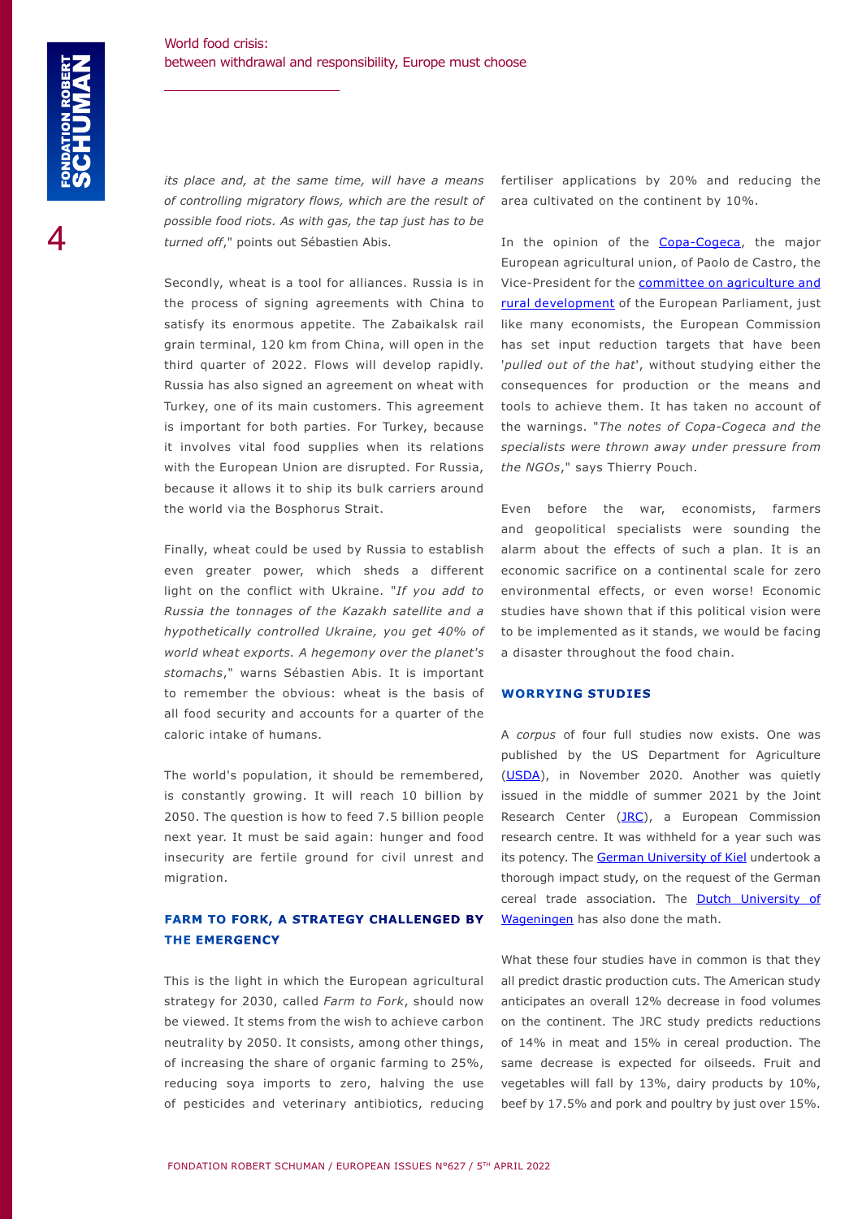*its place and, at the same time, will have a means of controlling migratory flows, which are the result of possible food riots. As with gas, the tap just has to be turned off*," points out Sébastien Abis.

Secondly, wheat is a tool for alliances. Russia is in the process of signing agreements with China to satisfy its enormous appetite. The Zabaikalsk rail grain terminal, 120 km from China, will open in the third quarter of 2022. Flows will develop rapidly. Russia has also signed an agreement on wheat with Turkey, one of its main customers. This agreement is important for both parties. For Turkey, because it involves vital food supplies when its relations with the European Union are disrupted. For Russia, because it allows it to ship its bulk carriers around the world via the Bosphorus Strait.

Finally, wheat could be used by Russia to establish even greater power, which sheds a different light on the conflict with Ukraine. "*If you add to Russia the tonnages of the Kazakh satellite and a hypothetically controlled Ukraine, you get 40% of world wheat exports. A hegemony over the planet's stomachs*," warns Sébastien Abis. It is important to remember the obvious: wheat is the basis of all food security and accounts for a quarter of the caloric intake of humans.

The world's population, it should be remembered, is constantly growing. It will reach 10 billion by 2050. The question is how to feed 7.5 billion people next year. It must be said again: hunger and food insecurity are fertile ground for civil unrest and migration.

### FARM TO FORK, A STRATEGY CHALLENGED BY THE EMERGENCY

This is the light in which the European agricultural strategy for 2030, called *Farm to Fork*, should now be viewed. It stems from the wish to achieve carbon neutrality by 2050. It consists, among other things, of increasing the share of organic farming to 25%, reducing soya imports to zero, halving the use of pesticides and veterinary antibiotics, reducing fertiliser applications by 20% and reducing the area cultivated on the continent by 10%.

In the opinion of the Copa-Cogeca, the major European agricultural union, of Paolo de Castro, the Vice-President for the committee on agriculture and rural development of the European Parliament, just like many economists, the European Commission has set input reduction targets that have been '*pulled out of the hat*', without studying either the consequences for production or the means and tools to achieve them. It has taken no account of the warnings. "*The notes of Copa-Cogeca and the specialists were thrown away under pressure from the NGOs*," says Thierry Pouch.

Even before the war, economists, farmers and geopolitical specialists were sounding the alarm about the effects of such a plan. It is an economic sacrifice on a continental scale for zero environmental effects, or even worse! Economic studies have shown that if this political vision were to be implemented as it stands, we would be facing a disaster throughout the food chain.

### WORRYING STUDIES

A *corpus* of four full studies now exists. One was published by the US Department for Agriculture (USDA), in November 2020. Another was quietly issued in the middle of summer 2021 by the Joint Research Center (JRC), a European Commission research centre. It was withheld for a year such was its potency. The German University of Kiel undertook a thorough impact study, on the request of the German cereal trade association. The Dutch University of Wageningen has also done the math.

What these four studies have in common is that they all predict drastic production cuts. The American study anticipates an overall 12% decrease in food volumes on the continent. The JRC study predicts reductions of 14% in meat and 15% in cereal production. The same decrease is expected for oilseeds. Fruit and vegetables will fall by 13%, dairy products by 10%, beef by 17.5% and pork and poultry by just over 15%.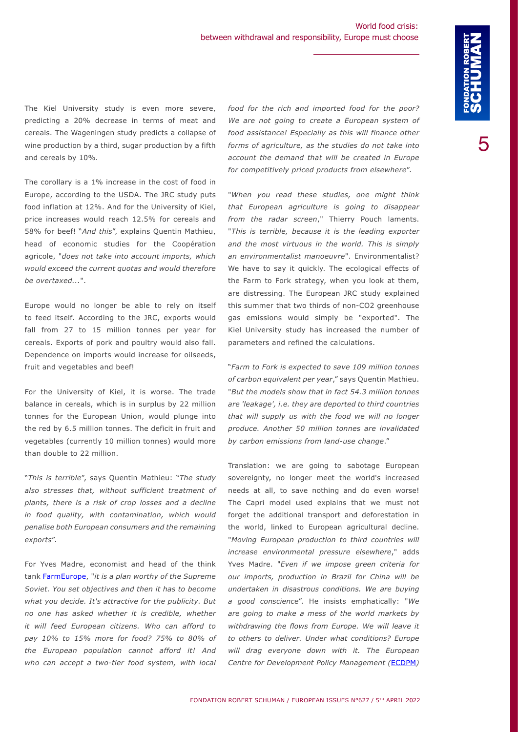The Kiel University study is even more severe, predicting a 20% decrease in terms of meat and cereals. The Wageningen study predicts a collapse of wine production by a third, sugar production by a fifth and cereals by 10%.

The corollary is a 1% increase in the cost of food in Europe, according to the USDA. The JRC study puts food inflation at 12%. And for the University of Kiel, price increases would reach 12.5% for cereals and 58% for beef! "*And this*", explains Quentin Mathieu, head of economic studies for the Coopération agricole, "*does not take into account imports, which would exceed the current quotas and would therefore be overtaxed...*".

Europe would no longer be able to rely on itself to feed itself. According to the JRC, exports would fall from 27 to 15 million tonnes per year for cereals. Exports of pork and poultry would also fall. Dependence on imports would increase for oilseeds, fruit and vegetables and beef!

For the University of Kiel, it is worse. The trade balance in cereals, which is in surplus by 22 million tonnes for the European Union, would plunge into the red by 6.5 million tonnes. The deficit in fruit and vegetables (currently 10 million tonnes) would more than double to 22 million.

"*This is terrible*", says Quentin Mathieu: "*The study also stresses that, without sufficient treatment of plants, there is a risk of crop losses and a decline in food quality, with contamination, which would penalise both European consumers and the remaining exports*".

For Yves Madre, economist and head of the think tank FarmEurope, "*it is a plan worthy of the Supreme Soviet. You set objectives and then it has to become what you decide. It's attractive for the publicity. But no one has asked whether it is credible, whether it will feed European citizens. Who can afford to pay 10% to 15% more for food? 75% to 80% of the European population cannot afford it! And who can accept a two-tier food system, with local food for the rich and imported food for the poor? We are not going to create a European system of food assistance! Especially as this will finance other forms of agriculture, as the studies do not take into account the demand that will be created in Europe for competitively priced products from elsewhere*".

"*When you read these studies, one might think that European agriculture is going to disappear from the radar screen*," Thierry Pouch laments. "*This is terrible, because it is the leading exporter and the most virtuous in the world. This is simply an environmentalist manoeuvre*". Environmentalist? We have to say it quickly. The ecological effects of the Farm to Fork strategy, when you look at them, are distressing. The European JRC study explained this summer that two thirds of non-CO2 greenhouse gas emissions would simply be "exported". The Kiel University study has increased the number of parameters and refined the calculations.

"*Farm to Fork is expected to save 109 million tonnes of carbon equivalent per year*," says Quentin Mathieu. "*But the models show that in fact 54.3 million tonnes are 'leakage', i.e. they are deported to third countries that will supply us with the food we will no longer produce. Another 50 million tonnes are invalidated by carbon emissions from land-use change*."

Translation: we are going to sabotage European sovereignty, no longer meet the world's increased needs at all, to save nothing and do even worse! The Capri model used explains that we must not forget the additional transport and deforestation in the world, linked to European agricultural decline. "*Moving European production to third countries will increase environmental pressure elsewhere*," adds Yves Madre. "*Even if we impose green criteria for our imports, production in Brazil for China will be undertaken in disastrous conditions. We are buying a good conscience*". He insists emphatically: "*We are going to make a mess of the world markets by withdrawing the flows from Europe. We will leave it to others to deliver. Under what conditions? Europe will drag everyone down with it. The European Centre for Development Policy Management (*ECDPM*)*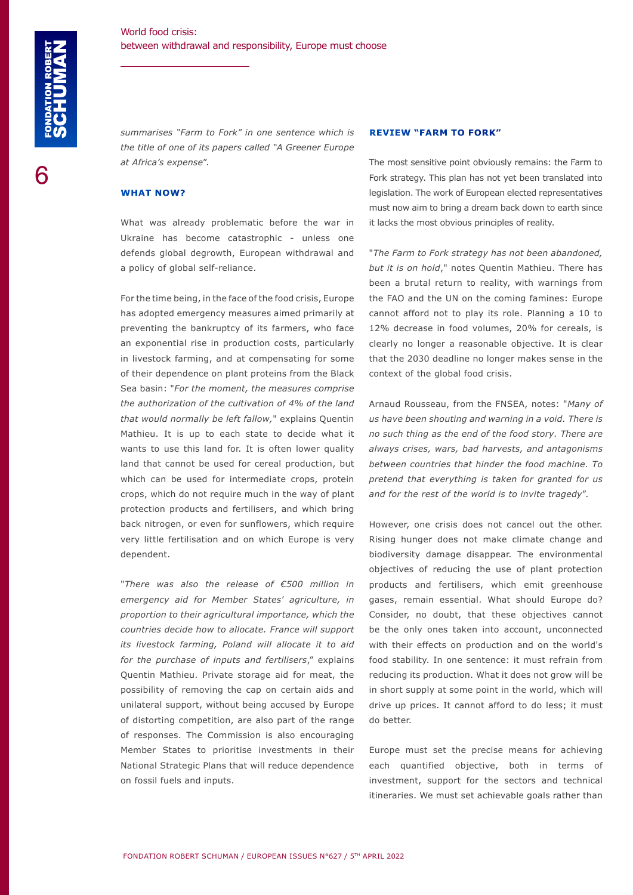*summarises "Farm to Fork" in one sentence which is the title of one of its papers called "A Greener Europe at Africa's expense".*

## WHAT NOW?

What was already problematic before the war in Ukraine has become catastrophic - unless one defends global degrowth, European withdrawal and a policy of global self-reliance.

For the time being, in the face of the food crisis, Europe has adopted emergency measures aimed primarily at preventing the bankruptcy of its farmers, who face an exponential rise in production costs, particularly in livestock farming, and at compensating for some of their dependence on plant proteins from the Black Sea basin: "*For the moment, the measures comprise the authorization of the cultivation of 4% of the land that would normally be left fallow,*" explains Quentin Mathieu. It is up to each state to decide what it wants to use this land for. It is often lower quality land that cannot be used for cereal production, but which can be used for intermediate crops, protein crops, which do not require much in the way of plant protection products and fertilisers, and which bring back nitrogen, or even for sunflowers, which require very little fertilisation and on which Europe is very dependent.

"*There was also the release of €500 million in emergency aid for Member States' agriculture, in proportion to their agricultural importance, which the countries decide how to allocate. France will support its livestock farming, Poland will allocate it to aid for the purchase of inputs and fertilisers*," explains Quentin Mathieu. Private storage aid for meat, the possibility of removing the cap on certain aids and unilateral support, without being accused by Europe of distorting competition, are also part of the range of responses. The Commission is also encouraging Member States to prioritise investments in their National Strategic Plans that will reduce dependence on fossil fuels and inputs.

## REVIEW "FARM TO FORK"

The most sensitive point obviously remains: the Farm to Fork strategy. This plan has not yet been translated into legislation. The work of European elected representatives must now aim to bring a dream back down to earth since it lacks the most obvious principles of reality.

"*The Farm to Fork strategy has not been abandoned, but it is on hold*," notes Quentin Mathieu. There has been a brutal return to reality, with warnings from the FAO and the UN on the coming famines: Europe cannot afford not to play its role. Planning a 10 to 12% decrease in food volumes, 20% for cereals, is clearly no longer a reasonable objective. It is clear that the 2030 deadline no longer makes sense in the context of the global food crisis.

Arnaud Rousseau, from the FNSEA, notes: "*Many of us have been shouting and warning in a void. There is no such thing as the end of the food story. There are always crises, wars, bad harvests, and antagonisms between countries that hinder the food machine. To pretend that everything is taken for granted for us and for the rest of the world is to invite tragedy*".

However, one crisis does not cancel out the other. Rising hunger does not make climate change and biodiversity damage disappear. The environmental objectives of reducing the use of plant protection products and fertilisers, which emit greenhouse gases, remain essential. What should Europe do? Consider, no doubt, that these objectives cannot be the only ones taken into account, unconnected with their effects on production and on the world's food stability. In one sentence: it must refrain from reducing its production. What it does not grow will be in short supply at some point in the world, which will drive up prices. It cannot afford to do less; it must do better.

Europe must set the precise means for achieving each quantified objective, both in terms of investment, support for the sectors and technical itineraries. We must set achievable goals rather than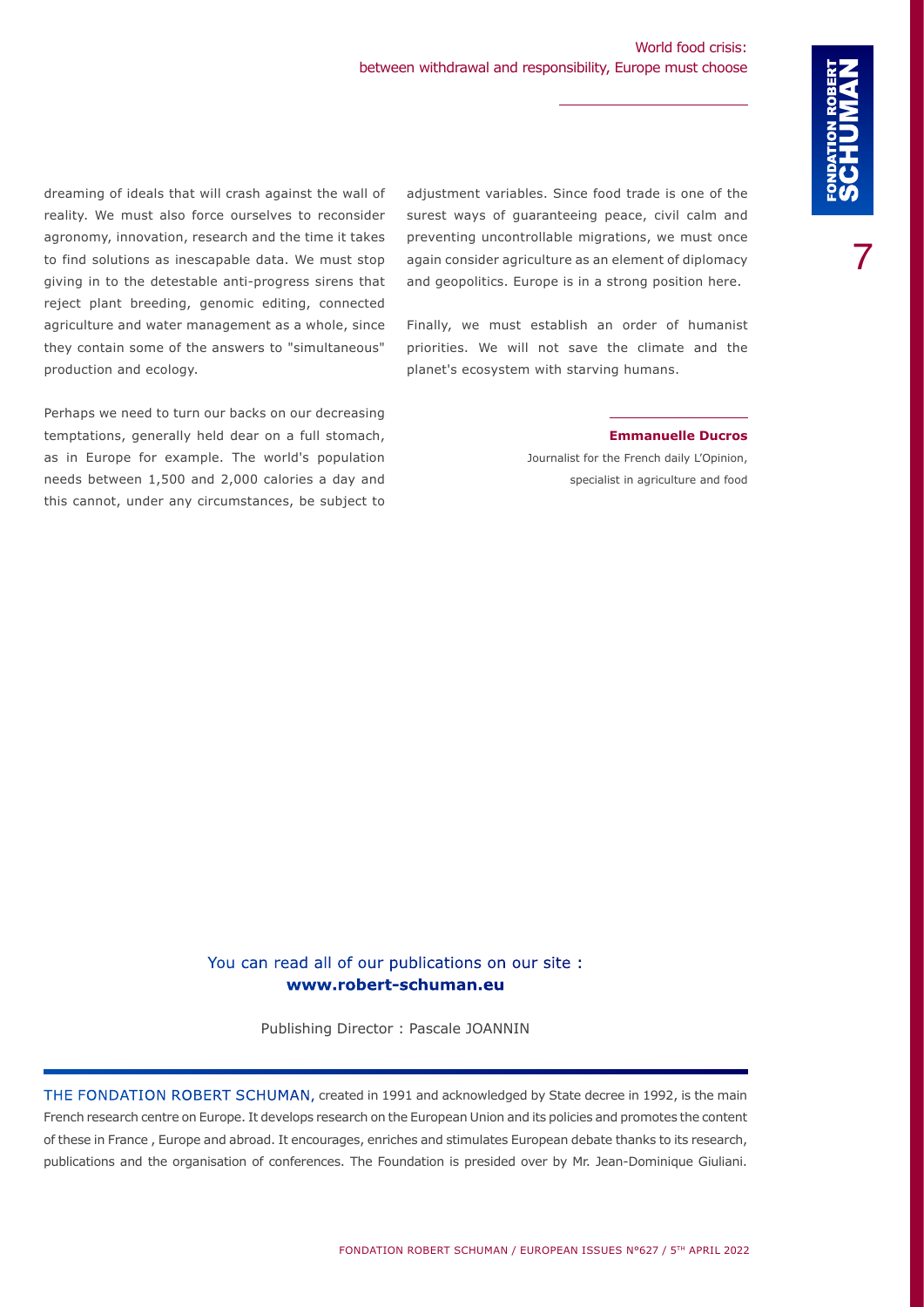dreaming of ideals that will crash against the wall of reality. We must also force ourselves to reconsider agronomy, innovation, research and the time it takes to find solutions as inescapable data. We must stop giving in to the detestable anti-progress sirens that reject plant breeding, genomic editing, connected agriculture and water management as a whole, since they contain some of the answers to "simultaneous" production and ecology.

Perhaps we need to turn our backs on our decreasing temptations, generally held dear on a full stomach, as in Europe for example. The world's population needs between 1,500 and 2,000 calories a day and this cannot, under any circumstances, be subject to adjustment variables. Since food trade is one of the surest ways of guaranteeing peace, civil calm and preventing uncontrollable migrations, we must once again consider agriculture as an element of diplomacy and geopolitics. Europe is in a strong position here.

Finally, we must establish an order of humanist priorities. We will not save the climate and the planet's ecosystem with starving humans.

**Emmanuelle Ducros**

Journalist for the French daily L'Opinion, specialist in agriculture and food

You can read all of our publications on our site : **www.robert-schuman.eu**

Publishing Director : Pascale JOANNIN

THE FONDATION ROBERT SCHUMAN, created in 1991 and acknowledged by State decree in 1992, is the main French research centre on Europe. It develops research on the European Union and its policies and promotes the content of these in France , Europe and abroad. It encourages, enriches and stimulates European debate thanks to its research, publications and the organisation of conferences. The Foundation is presided over by Mr. Jean-Dominique Giuliani.